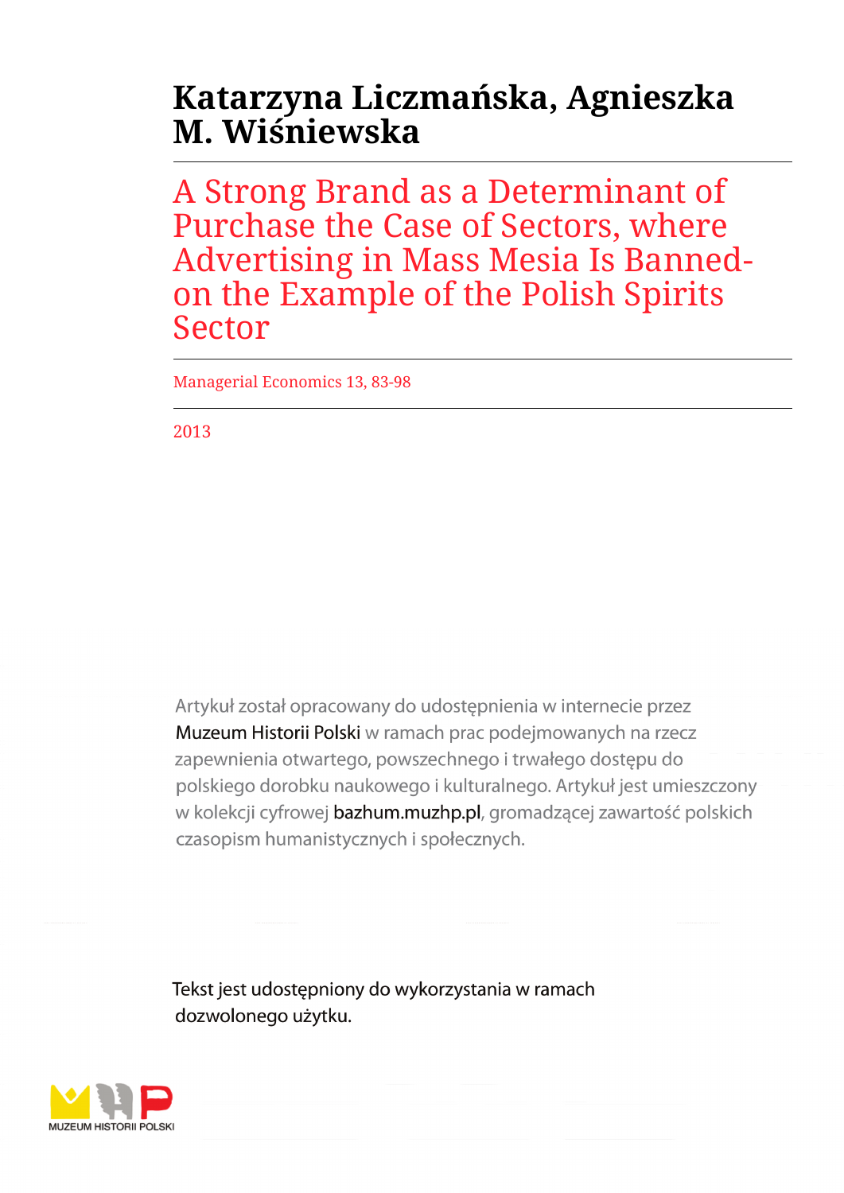# Katarzyna Liczmańska, Agnieszka M. Wiśniewska

## A Strong Brand as a Determinant of Purchase the Case of Sectors, where Advertising in Mass Mesia Is Banned-on the Example of the Polish Spirits Sector

Managerial Economics 13, 83-98

2013

Artykuł został opracowany do udostępnienia w internecie przez Muzeum Historii Polski w ramach prac podejmowanych na rzecz zapewnienia otwartego, powszechnego i trwałego dostępu do polskiego dorobku naukowego i kulturalnego. Artykuł jest umieszczony w kolekcji cyfrowej bazhum.muzhp.pl, gromadzącej zawartość polskich czasopism humanistycznych i społecznych.

Tekst jest udostępniony do wykorzystania w ramach dozwolonego użytku.

MUZEUM HISTORII POLSKI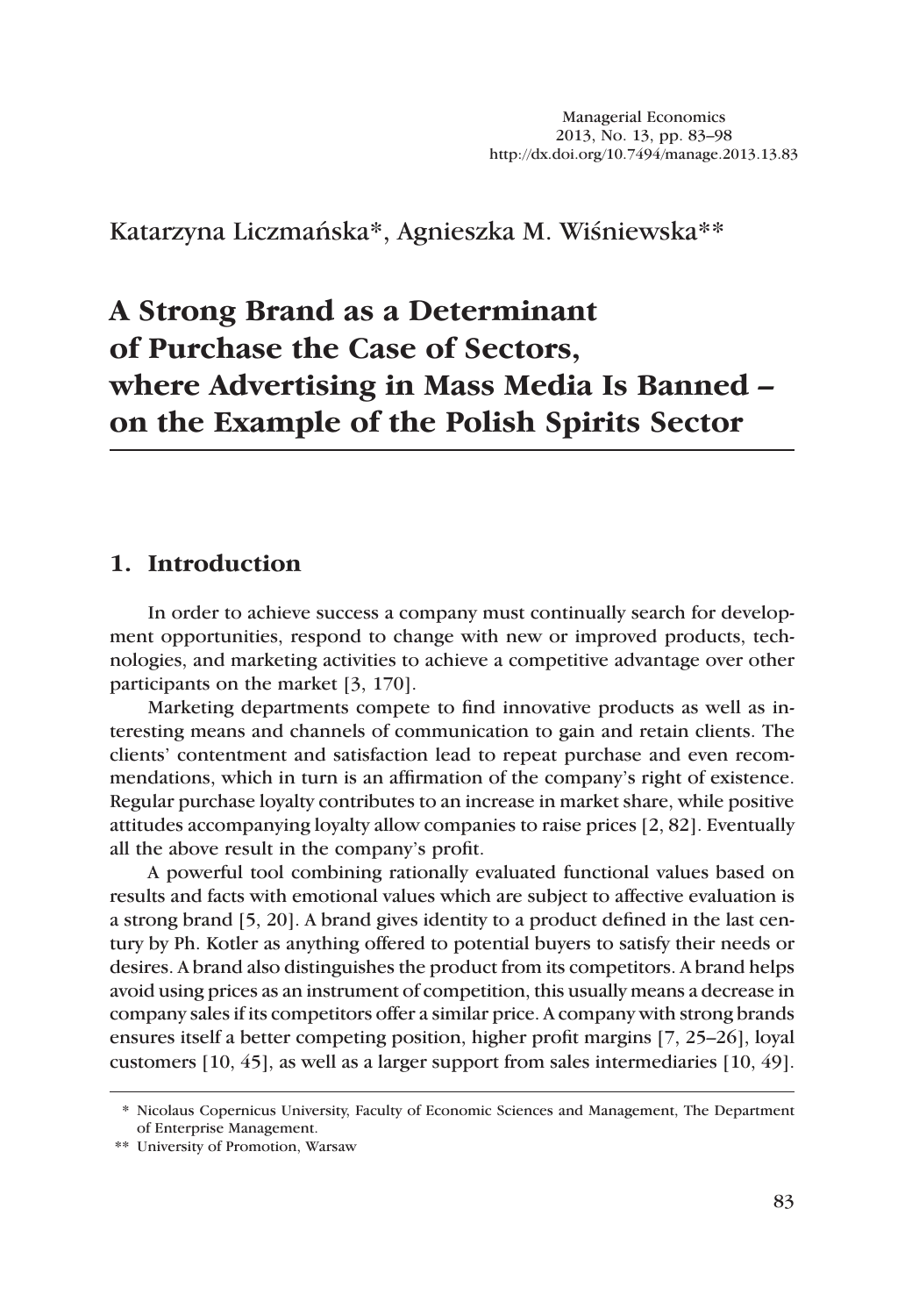Katarzyna Liczmańska*, Agnieszka M. Wiśniewska**

# A Strong Brand as a Determinant of Purchase the Case of Sectors, where Advertising in Mass Media Is Banned – on the Example of the Polish Spirits Sector

## 1. Introduction

In order to achieve success a company must continually search for development opportunities, respond to change with new or improved products, technologies, and marketing activities to achieve a competitive advantage over other participants on the market [3, 170].

Marketing departments compete to find innovative products as well as interesting means and channels of communication to gain and retain clients. The clients' contentment and satisfaction lead to repeat purchase and even recommendations, which in turn is an affirmation of the company's right of existence. Regular purchase loyalty contributes to an increase in market share, while positive attitudes accompanying loyalty allow companies to raise prices [2, 82]. Eventually all the above result in the company's profit.

A powerful tool combining rationally evaluated functional values based on results and facts with emotional values which are subject to affective evaluation is a strong brand [5, 20]. A brand gives identity to a product defined in the last century by Ph. Kotler as anything offered to potential buyers to satisfy their needs or desires. A brand also distinguishes the product from its competitors. A brand helps avoid using prices as an instrument of competition, this usually means a decrease in company sales if its competitors offer a similar price. A company with strong brands ensures itself a better competing position, higher profit margins [7, 25–26], loyal customers [10, 45], as well as a larger support from sales intermediaries [10, 49].

\* Nicolaus Copernicus University, Faculty of Economic Sciences and Management, The Department of Enterprise Management.

\*\* University of Promotion, Warsaw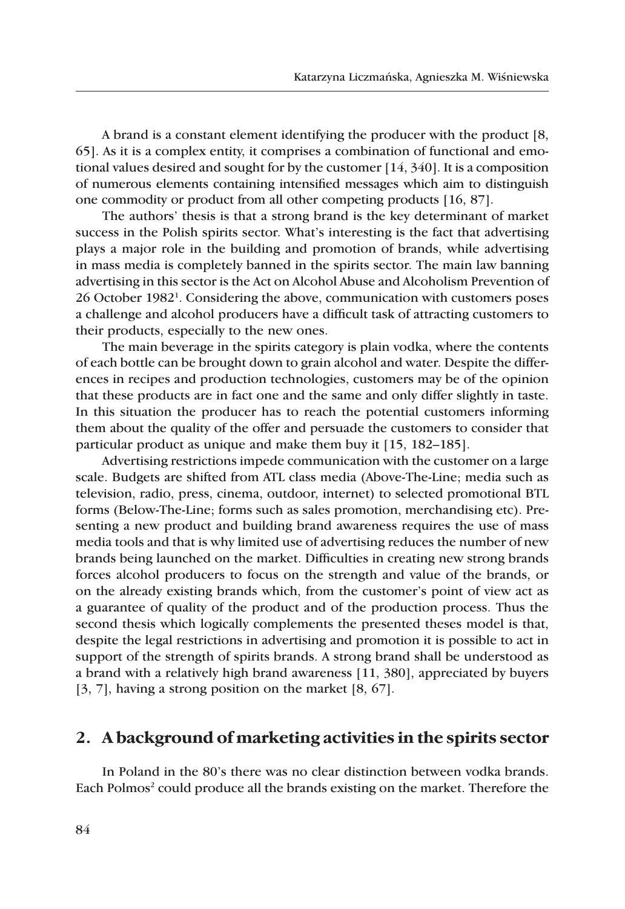A brand is a constant element identifying the producer with the product [8, 65]. As it is a complex entity, it comprises a combination of functional and emotional values desired and sought for by the customer [14, 340]. It is a composition of numerous elements containing intensified messages which aim to distinguish one commodity or product from all other competing products [16, 87].

The authors' thesis is that a strong brand is the key determinant of market success in the Polish spirits sector. What's interesting is the fact that advertising plays a major role in the building and promotion of brands, while advertising in mass media is completely banned in the spirits sector. The main law banning advertising in this sector is the Act on Alcohol Abuse and Alcoholism Prevention of 26 October 1982[1]. Considering the above, communication with customers poses a challenge and alcohol producers have a difficult task of attracting customers to their products, especially to the new ones.

The main beverage in the spirits category is plain vodka, where the contents of each bottle can be brought down to grain alcohol and water. Despite the differences in recipes and production technologies, customers may be of the opinion that these products are in fact one and the same and only differ slightly in taste. In this situation the producer has to reach the potential customers informing them about the quality of the offer and persuade the customers to consider that particular product as unique and make them buy it [15, 182–185].

Advertising restrictions impede communication with the customer on a large scale. Budgets are shifted from ATL class media (Above-The-Line; media such as television, radio, press, cinema, outdoor, internet) to selected promotional BTL forms (Below-The-Line; forms such as sales promotion, merchandising etc). Presenting a new product and building brand awareness requires the use of mass media tools and that is why limited use of advertising reduces the number of new brands being launched on the market. Difficulties in creating new strong brands forces alcohol producers to focus on the strength and value of the brands, or on the already existing brands which, from the customer's point of view act as a guarantee of quality of the product and of the production process. Thus the second thesis which logically complements the presented theses model is that, despite the legal restrictions in advertising and promotion it is possible to act in support of the strength of spirits brands. A strong brand shall be understood as a brand with a relatively high brand awareness [11, 380], appreciated by buyers [3, 7], having a strong position on the market [8, 67].

## 2. A background of marketing activities in the spirits sector

In Poland in the 80's there was no clear distinction between vodka brands. Each Polmos[2] could produce all the brands existing on the market. Therefore the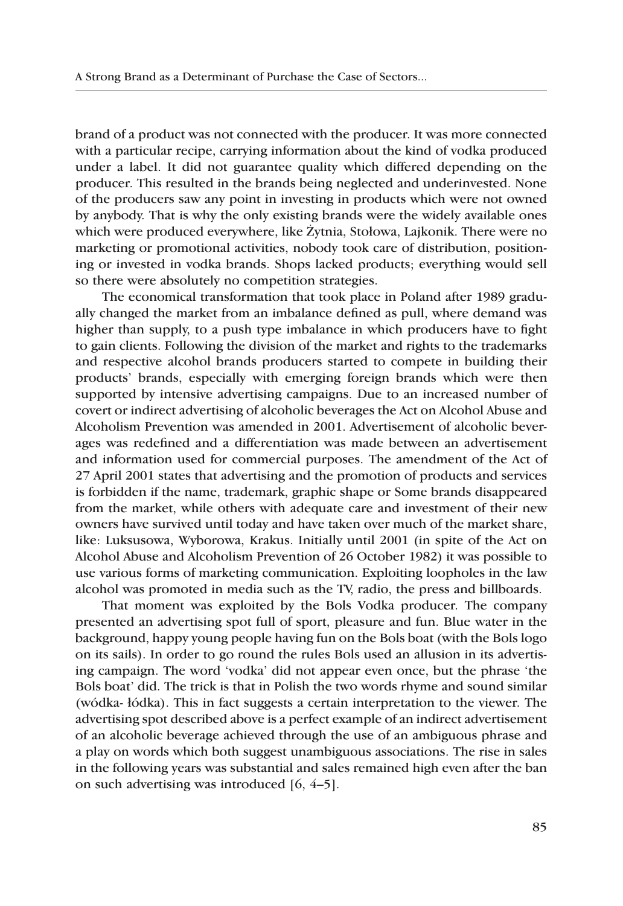brand of a product was not connected with the producer. It was more connected with a particular recipe, carrying information about the kind of vodka produced under a label. It did not guarantee quality which differed depending on the producer. This resulted in the brands being neglected and underinvested. None of the producers saw any point in investing in products which were not owned by anybody. That is why the only existing brands were the widely available ones which were produced everywhere, like Żytnia, Stołowa, Lajkonik. There were no marketing or promotional activities, nobody took care of distribution, positioning or invested in vodka brands. Shops lacked products; everything would sell so there were absolutely no competition strategies.

The economical transformation that took place in Poland after 1989 gradually changed the market from an imbalance defined as pull, where demand was higher than supply, to a push type imbalance in which producers have to fight to gain clients. Following the division of the market and rights to the trademarks and respective alcohol brands producers started to compete in building their products' brands, especially with emerging foreign brands which were then supported by intensive advertising campaigns. Due to an increased number of covert or indirect advertising of alcoholic beverages the Act on Alcohol Abuse and Alcoholism Prevention was amended in 2001. Advertisement of alcoholic beverages was redefined and a differentiation was made between an advertisement and information used for commercial purposes. The amendment of the Act of 27 April 2001 states that advertising and the promotion of products and services is forbidden if the name, trademark, graphic shape or Some brands disappeared from the market, while others with adequate care and investment of their new owners have survived until today and have taken over much of the market share, like: Luksusowa, Wyborowa, Krakus. Initially until 2001 (in spite of the Act on Alcohol Abuse and Alcoholism Prevention of 26 October 1982) it was possible to use various forms of marketing communication. Exploiting loopholes in the law alcohol was promoted in media such as the TV, radio, the press and billboards.

That moment was exploited by the Bols Vodka producer. The company presented an advertising spot full of sport, pleasure and fun. Blue water in the background, happy young people having fun on the Bols boat (with the Bols logo on its sails). In order to go round the rules Bols used an allusion in its advertising campaign. The word 'vodka' did not appear even once, but the phrase 'the Bols boat' did. The trick is that in Polish the two words rhyme and sound similar (wódka- łódka). This in fact suggests a certain interpretation to the viewer. The advertising spot described above is a perfect example of an indirect advertisement of an alcoholic beverage achieved through the use of an ambiguous phrase and a play on words which both suggest unambiguous associations. The rise in sales in the following years was substantial and sales remained high even after the ban on such advertising was introduced [6, 4–5].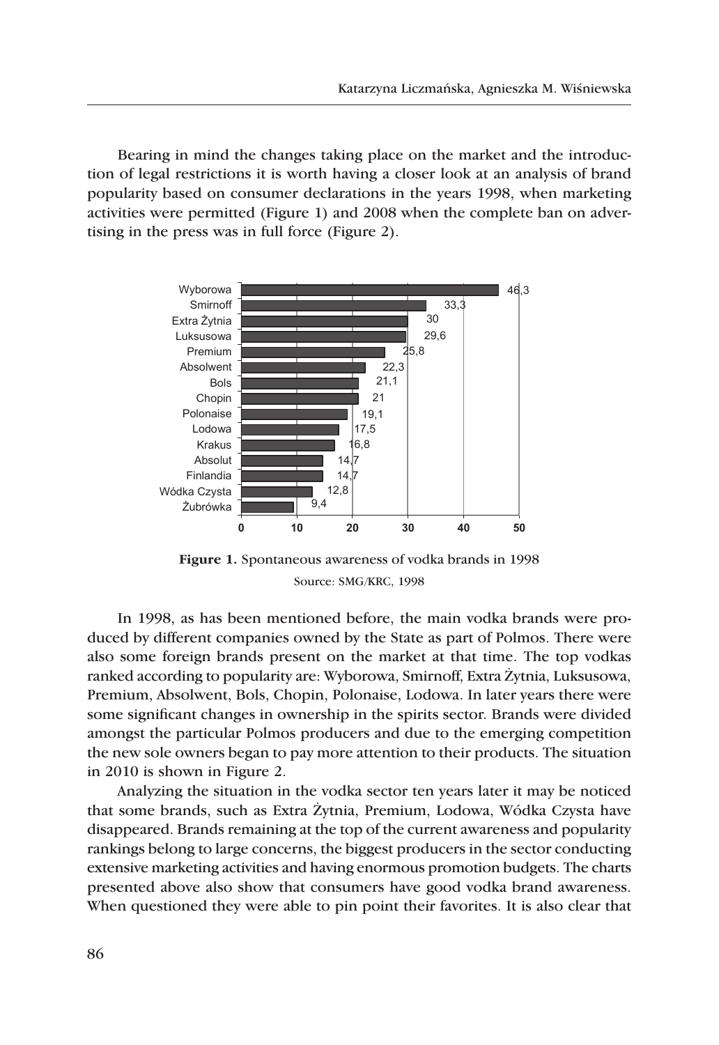Bearing in mind the changes taking place on the market and the introduction of legal restrictions it is worth having a closer look at an analysis of brand popularity based on consumer declarations in the years 1998, when marketing activities were permitted (Figure 1) and 2008 when the complete ban on advertising in the press was in full force (Figure 2).

| Brand | Value |
|---|---|
| Wyborowa | 46,3 |
| Smirnoff | 33,3 |
| Extra Żytnia | 30 |
| Luksusowa | 29,6 |
| Premium | 25,8 |
| Absolwent | 22,3 |
| Bols | 21,1 |
| Chopin | 21 |
| Polonaise | 19,1 |
| Lodowa | 17,5 |
| Krakus | 16,8 |
| Absolut | 14,7 |
| Finlandia | 14,7 |
| Wódka Czysta | 12,8 |
| Żubrówka | 9,4 |

**Figure 1.** Spontaneous awareness of vodka brands in 1998

Source: SMG/KRC, 1998

In 1998, as has been mentioned before, the main vodka brands were produced by different companies owned by the State as part of Polmos. There were also some foreign brands present on the market at that time. The top vodkas ranked according to popularity are: Wyborowa, Smirnoff, Extra Żytnia, Luksusowa, Premium, Absolwent, Bols, Chopin, Polonaise, Lodowa. In later years there were some significant changes in ownership in the spirits sector. Brands were divided amongst the particular Polmos producers and due to the emerging competition the new sole owners began to pay more attention to their products. The situation in 2010 is shown in Figure 2.

Analyzing the situation in the vodka sector ten years later it may be noticed that some brands, such as Extra Żytnia, Premium, Lodowa, Wódka Czysta have disappeared. Brands remaining at the top of the current awareness and popularity rankings belong to large concerns, the biggest producers in the sector conducting extensive marketing activities and having enormous promotion budgets. The charts presented above also show that consumers have good vodka brand awareness. When questioned they were able to pin point their favorites. It is also clear that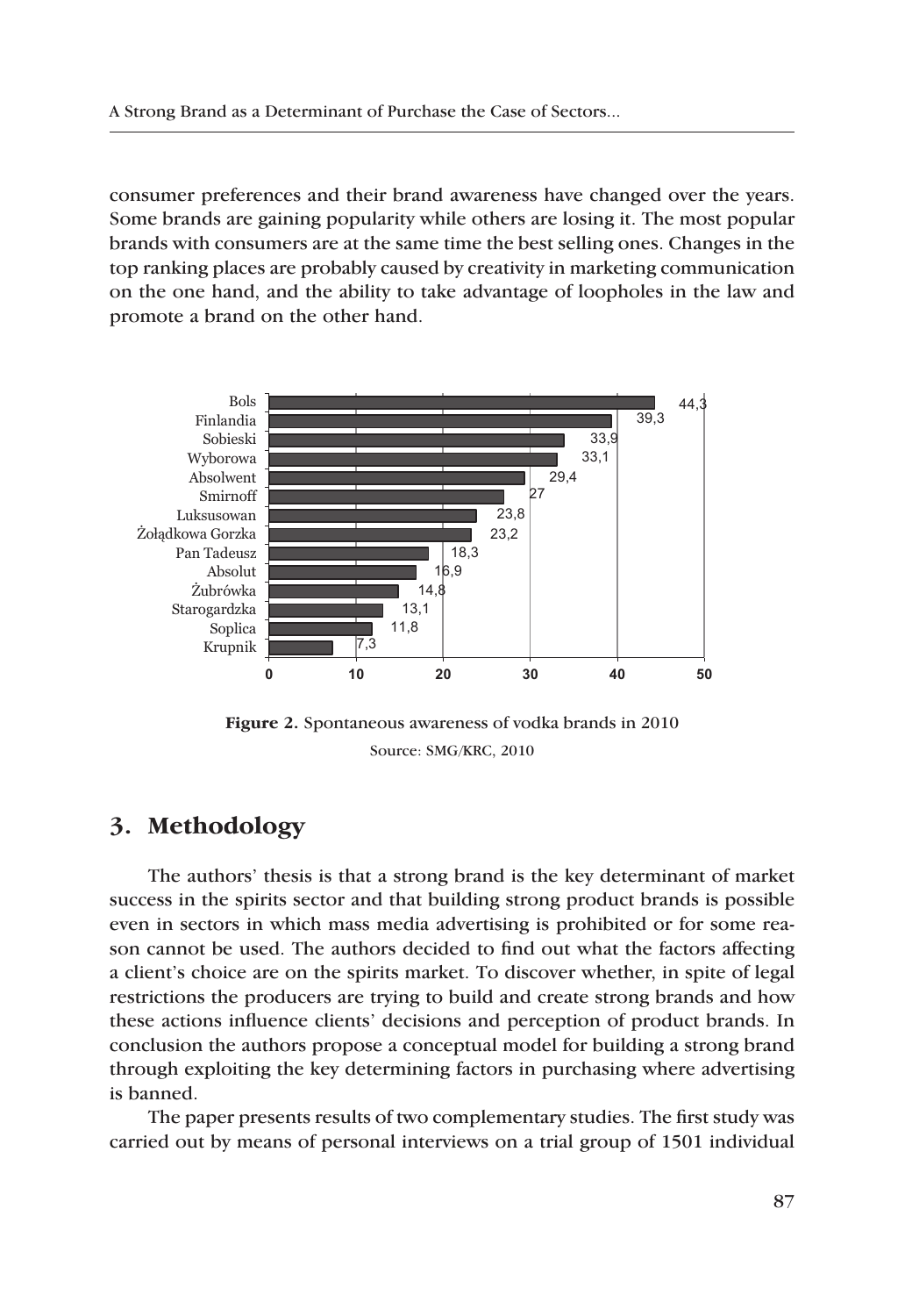consumer preferences and their brand awareness have changed over the years. Some brands are gaining popularity while others are losing it. The most popular brands with consumers are at the same time the best selling ones. Changes in the top ranking places are probably caused by creativity in marketing communication on the one hand, and the ability to take advantage of loopholes in the law and promote a brand on the other hand.

| Brand | Spontaneous awareness |
|---|---|
| Bols | 44,3 |
| Finlandia | 39,3 |
| Sobieski | 33,9 |
| Wyborowa | 33,1 |
| Absolwent | 29,4 |
| Smirnoff | 27 |
| Luksusowan | 23,8 |
| Żołądkowa Gorzka | 23,2 |
| Pan Tadeusz | 18,3 |
| Absolut | 16,9 |
| Żubrówka | 14,8 |
| Starogardzka | 13,1 |
| Soplica | 11,8 |
| Krupnik | 7,3 |

**Figure 2.** Spontaneous awareness of vodka brands in 2010

Source: SMG/KRC, 2010

## 3. Methodology

The authors' thesis is that a strong brand is the key determinant of market success in the spirits sector and that building strong product brands is possible even in sectors in which mass media advertising is prohibited or for some reason cannot be used. The authors decided to find out what the factors affecting a client's choice are on the spirits market. To discover whether, in spite of legal restrictions the producers are trying to build and create strong brands and how these actions influence clients' decisions and perception of product brands. In conclusion the authors propose a conceptual model for building a strong brand through exploiting the key determining factors in purchasing where advertising is banned.

The paper presents results of two complementary studies. The first study was carried out by means of personal interviews on a trial group of 1501 individual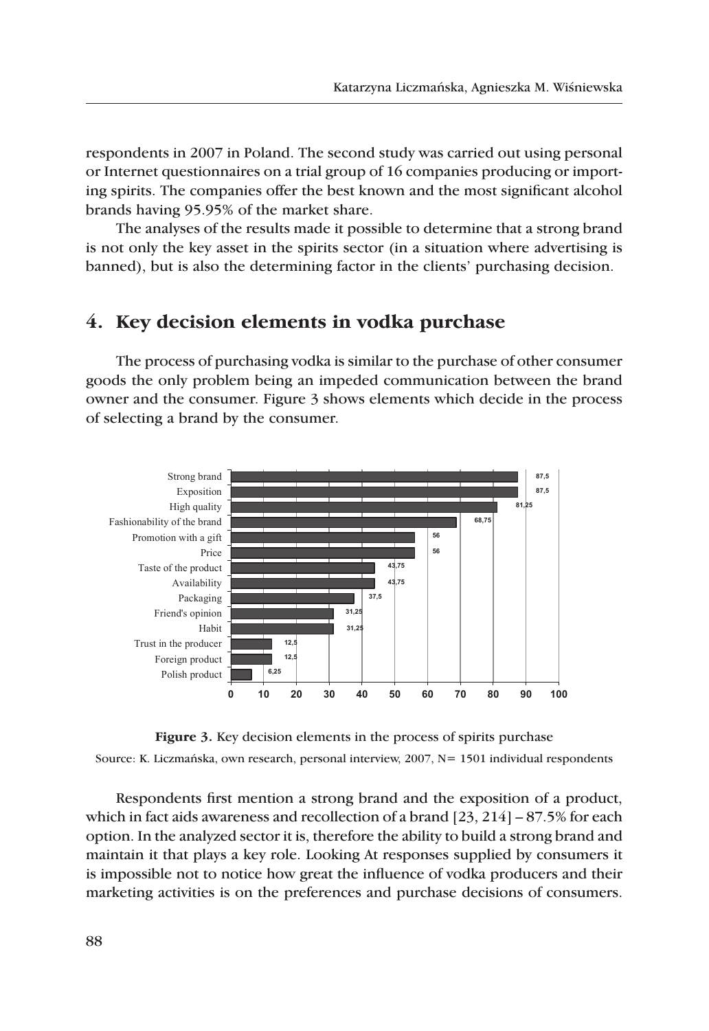respondents in 2007 in Poland. The second study was carried out using personal or Internet questionnaires on a trial group of 16 companies producing or importing spirits. The companies offer the best known and the most significant alcohol brands having 95.95% of the market share.

The analyses of the results made it possible to determine that a strong brand is not only the key asset in the spirits sector (in a situation where advertising is banned), but is also the determining factor in the clients' purchasing decision.

## 4. Key decision elements in vodka purchase

The process of purchasing vodka is similar to the purchase of other consumer goods the only problem being an impeded communication between the brand owner and the consumer. Figure 3 shows elements which decide in the process of selecting a brand by the consumer.

| Element | Value |
| --- | --- |
| Strong brand | 87,5 |
| Exposition | 87,5 |
| High quality | 81,25 |
| Fashionability of the brand | 68,75 |
| Promotion with a gift | 56 |
| Price | 56 |
| Taste of the product | 43,75 |
| Availability | 43,75 |
| Packaging | 37,5 |
| Friend's opinion | 31,25 |
| Habit | 31,25 |
| Trust in the producer | 12,5 |
| Foreign product | 12,5 |
| Polish product | 6,25 |

**Figure 3.** Key decision elements in the process of spirits purchase

Source: K. Liczmańska, own research, personal interview, 2007, N= 1501 individual respondents

Respondents first mention a strong brand and the exposition of a product, which in fact aids awareness and recollection of a brand [23, 214] – 87.5% for each option. In the analyzed sector it is, therefore the ability to build a strong brand and maintain it that plays a key role. Looking At responses supplied by consumers it is impossible not to notice how great the influence of vodka producers and their marketing activities is on the preferences and purchase decisions of consumers.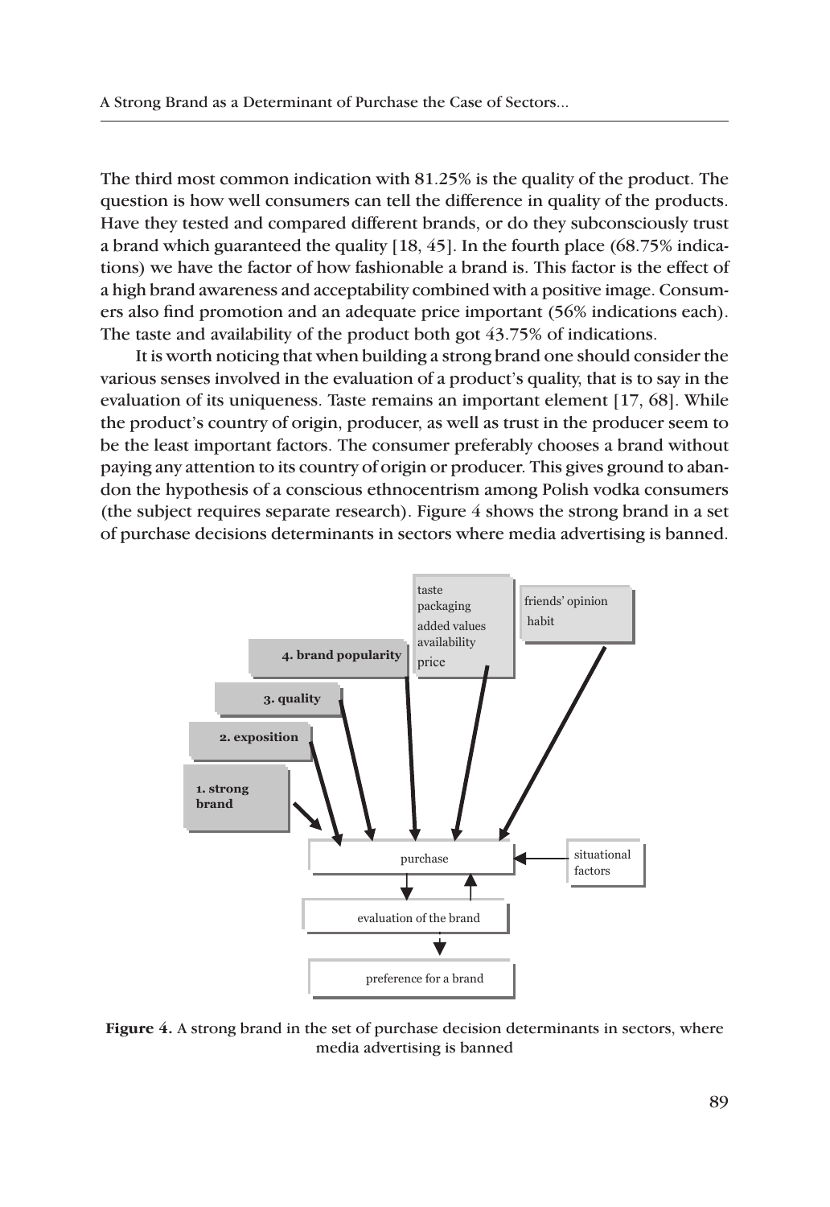The third most common indication with 81.25% is the quality of the product. The question is how well consumers can tell the difference in quality of the products. Have they tested and compared different brands, or do they subconsciously trust a brand which guaranteed the quality [18, 45]. In the fourth place (68.75% indications) we have the factor of how fashionable a brand is. This factor is the effect of a high brand awareness and acceptability combined with a positive image. Consumers also find promotion and an adequate price important (56% indications each). The taste and availability of the product both got 43.75% of indications.

It is worth noticing that when building a strong brand one should consider the various senses involved in the evaluation of a product's quality, that is to say in the evaluation of its uniqueness. Taste remains an important element [17, 68]. While the product's country of origin, producer, as well as trust in the producer seem to be the least important factors. The consumer preferably chooses a brand without paying any attention to its country of origin or producer. This gives ground to abandon the hypothesis of a conscious ethnocentrism among Polish vodka consumers (the subject requires separate research). Figure 4 shows the strong brand in a set of purchase decisions determinants in sectors where media advertising is banned.

**1. strong brand**

**2. exposition**

**3. quality**

**4. brand popularity**

taste
packaging
added values
availability
price

friends' opinion
habit

purchase

situational factors

evaluation of the brand

preference for a brand

**Figure 4.** A strong brand in the set of purchase decision determinants in sectors, where media advertising is banned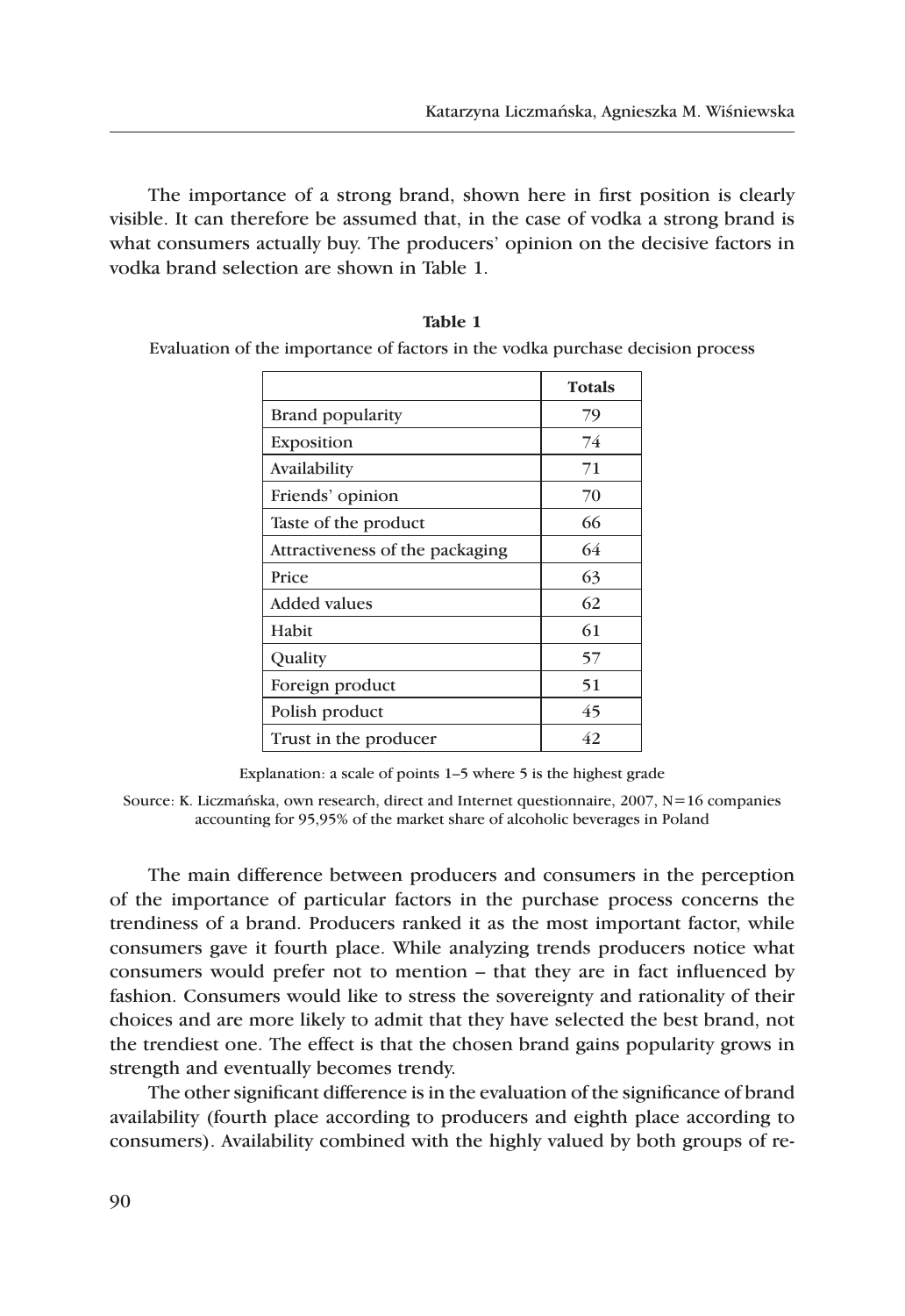The importance of a strong brand, shown here in first position is clearly visible. It can therefore be assumed that, in the case of vodka a strong brand is what consumers actually buy. The producers' opinion on the decisive factors in vodka brand selection are shown in Table 1.

**Table 1**

Evaluation of the importance of factors in the vodka purchase decision process

| | **Totals** |
|---|---|
| Brand popularity | 79 |
| Exposition | 74 |
| Availability | 71 |
| Friends' opinion | 70 |
| Taste of the product | 66 |
| Attractiveness of the packaging | 64 |
| Price | 63 |
| Added values | 62 |
| Habit | 61 |
| Quality | 57 |
| Foreign product | 51 |
| Polish product | 45 |
| Trust in the producer | 42 |

Explanation: a scale of points 1–5 where 5 is the highest grade

Source: K. Liczmańska, own research, direct and Internet questionnaire, 2007, N=16 companies accounting for 95,95% of the market share of alcoholic beverages in Poland

The main difference between producers and consumers in the perception of the importance of particular factors in the purchase process concerns the trendiness of a brand. Producers ranked it as the most important factor, while consumers gave it fourth place. While analyzing trends producers notice what consumers would prefer not to mention – that they are in fact influenced by fashion. Consumers would like to stress the sovereignty and rationality of their choices and are more likely to admit that they have selected the best brand, not the trendiest one. The effect is that the chosen brand gains popularity grows in strength and eventually becomes trendy.

The other significant difference is in the evaluation of the significance of brand availability (fourth place according to producers and eighth place according to consumers). Availability combined with the highly valued by both groups of re-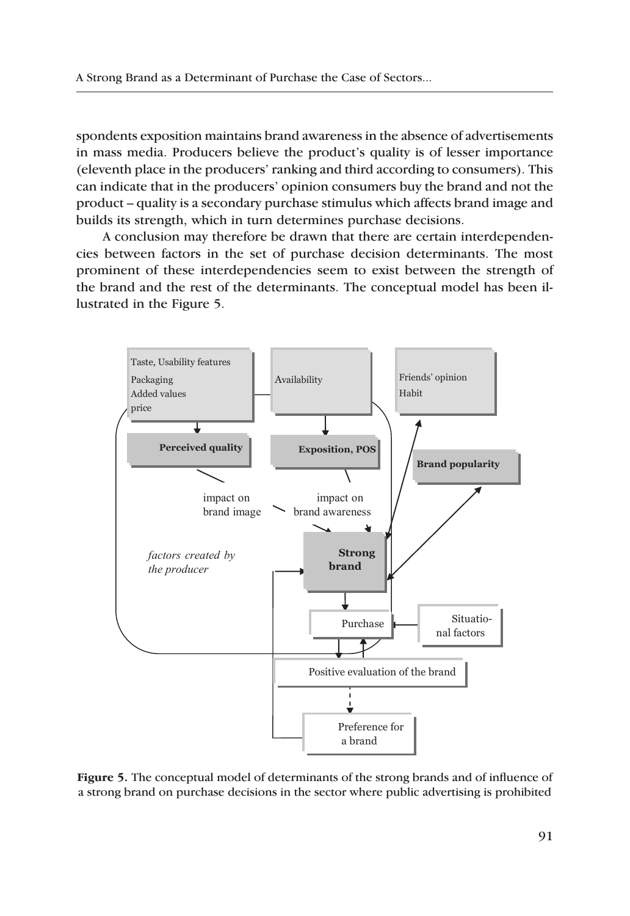spondents exposition maintains brand awareness in the absence of advertisements in mass media. Producers believe the product's quality is of lesser importance (eleventh place in the producers' ranking and third according to consumers). This can indicate that in the producers' opinion consumers buy the brand and not the product – quality is a secondary purchase stimulus which affects brand image and builds its strength, which in turn determines purchase decisions.

A conclusion may therefore be drawn that there are certain interdependencies between factors in the set of purchase decision determinants. The most prominent of these interdependencies seem to exist between the strength of the brand and the rest of the determinants. The conceptual model has been illustrated in the Figure 5.

Taste, Usability features
Packaging
Added values
price

Availability

Friends' opinion
Habit

**Perceived quality**

**Exposition, POS**

**Brand popularity**

impact on brand image

impact on brand awareness

*factors created by the producer*

**Strong brand**

Purchase

Situational factors

Positive evaluation of the brand

Preference for a brand

**Figure 5.** The conceptual model of determinants of the strong brands and of influence of a strong brand on purchase decisions in the sector where public advertising is prohibited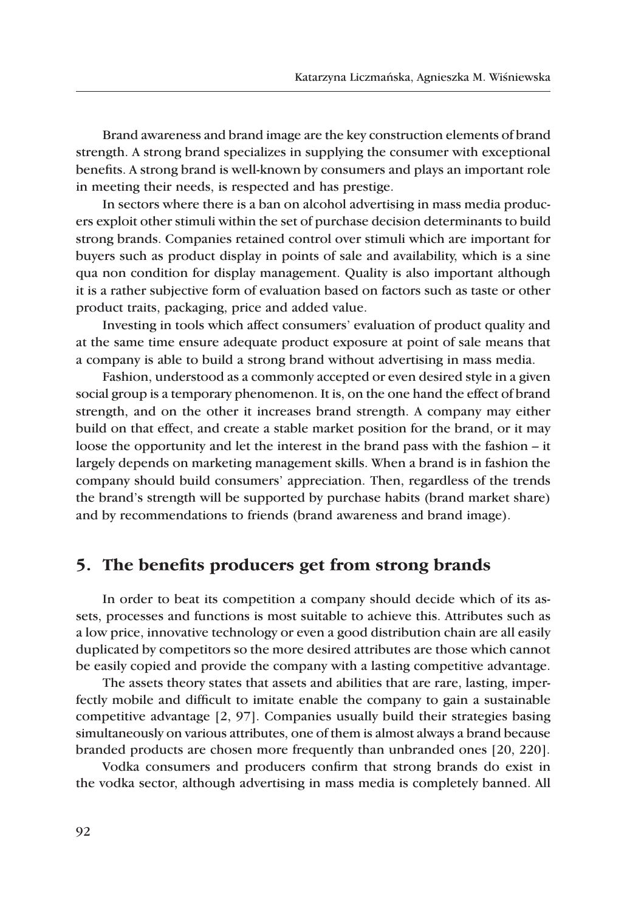Brand awareness and brand image are the key construction elements of brand strength. A strong brand specializes in supplying the consumer with exceptional benefits. A strong brand is well-known by consumers and plays an important role in meeting their needs, is respected and has prestige.

In sectors where there is a ban on alcohol advertising in mass media producers exploit other stimuli within the set of purchase decision determinants to build strong brands. Companies retained control over stimuli which are important for buyers such as product display in points of sale and availability, which is a sine qua non condition for display management. Quality is also important although it is a rather subjective form of evaluation based on factors such as taste or other product traits, packaging, price and added value.

Investing in tools which affect consumers' evaluation of product quality and at the same time ensure adequate product exposure at point of sale means that a company is able to build a strong brand without advertising in mass media.

Fashion, understood as a commonly accepted or even desired style in a given social group is a temporary phenomenon. It is, on the one hand the effect of brand strength, and on the other it increases brand strength. A company may either build on that effect, and create a stable market position for the brand, or it may loose the opportunity and let the interest in the brand pass with the fashion – it largely depends on marketing management skills. When a brand is in fashion the company should build consumers' appreciation. Then, regardless of the trends the brand's strength will be supported by purchase habits (brand market share) and by recommendations to friends (brand awareness and brand image).

## 5. The benefits producers get from strong brands

In order to beat its competition a company should decide which of its assets, processes and functions is most suitable to achieve this. Attributes such as a low price, innovative technology or even a good distribution chain are all easily duplicated by competitors so the more desired attributes are those which cannot be easily copied and provide the company with a lasting competitive advantage.

The assets theory states that assets and abilities that are rare, lasting, imperfectly mobile and difficult to imitate enable the company to gain a sustainable competitive advantage [2, 97]. Companies usually build their strategies basing simultaneously on various attributes, one of them is almost always a brand because branded products are chosen more frequently than unbranded ones [20, 220].

Vodka consumers and producers confirm that strong brands do exist in the vodka sector, although advertising in mass media is completely banned. All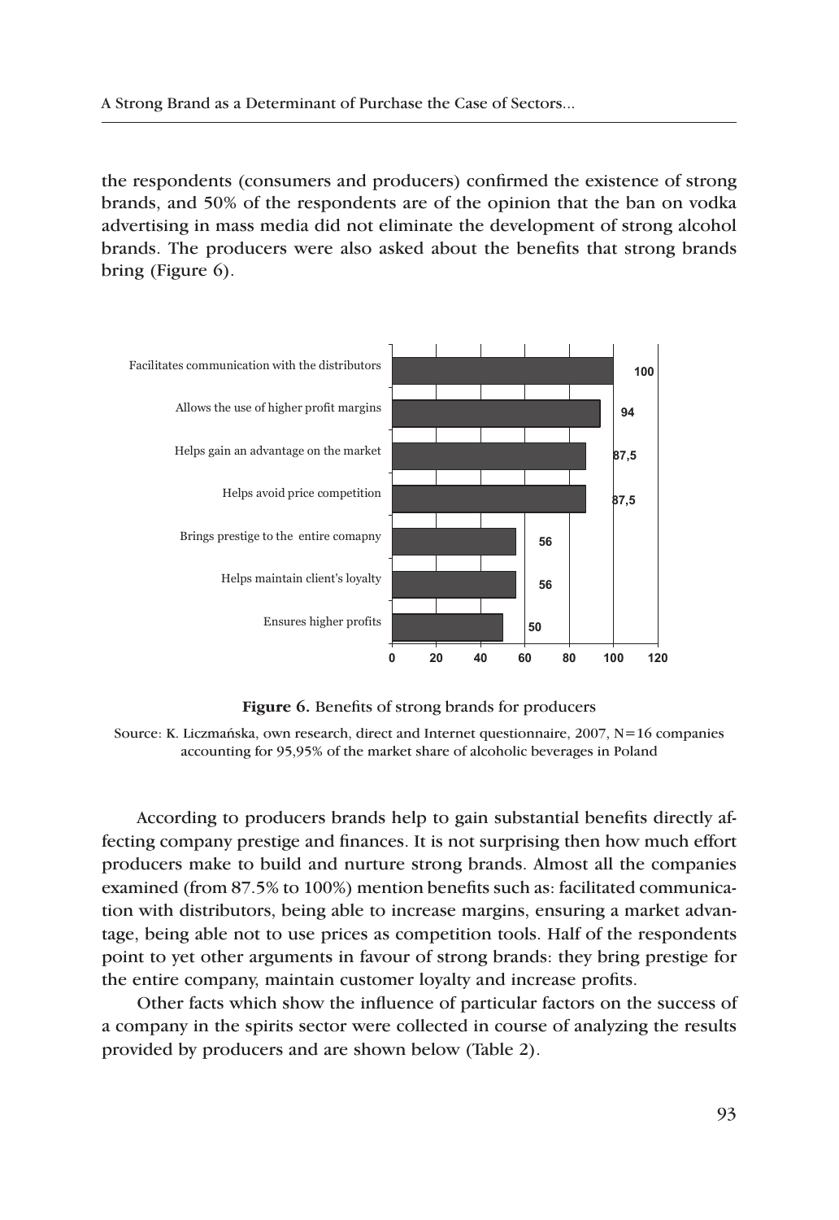the respondents (consumers and producers) confirmed the existence of strong brands, and 50% of the respondents are of the opinion that the ban on vodka advertising in mass media did not eliminate the development of strong alcohol brands. The producers were also asked about the benefits that strong brands bring (Figure 6).

| Benefit | Value |
| --- | --- |
| Facilitates communication with the distributors | 100 |
| Allows the use of higher profit margins | 94 |
| Helps gain an advantage on the market | 87,5 |
| Helps avoid price competition | 87,5 |
| Brings prestige to the entire comapny | 56 |
| Helps maintain client's loyalty | 56 |
| Ensures higher profits | 50 |

**Figure 6.** Benefits of strong brands for producers

Source: K. Liczmańska, own research, direct and Internet questionnaire, 2007, N=16 companies accounting for 95,95% of the market share of alcoholic beverages in Poland

According to producers brands help to gain substantial benefits directly affecting company prestige and finances. It is not surprising then how much effort producers make to build and nurture strong brands. Almost all the companies examined (from 87.5% to 100%) mention benefits such as: facilitated communication with distributors, being able to increase margins, ensuring a market advantage, being able not to use prices as competition tools. Half of the respondents point to yet other arguments in favour of strong brands: they bring prestige for the entire company, maintain customer loyalty and increase profits.

Other facts which show the influence of particular factors on the success of a company in the spirits sector were collected in course of analyzing the results provided by producers and are shown below (Table 2).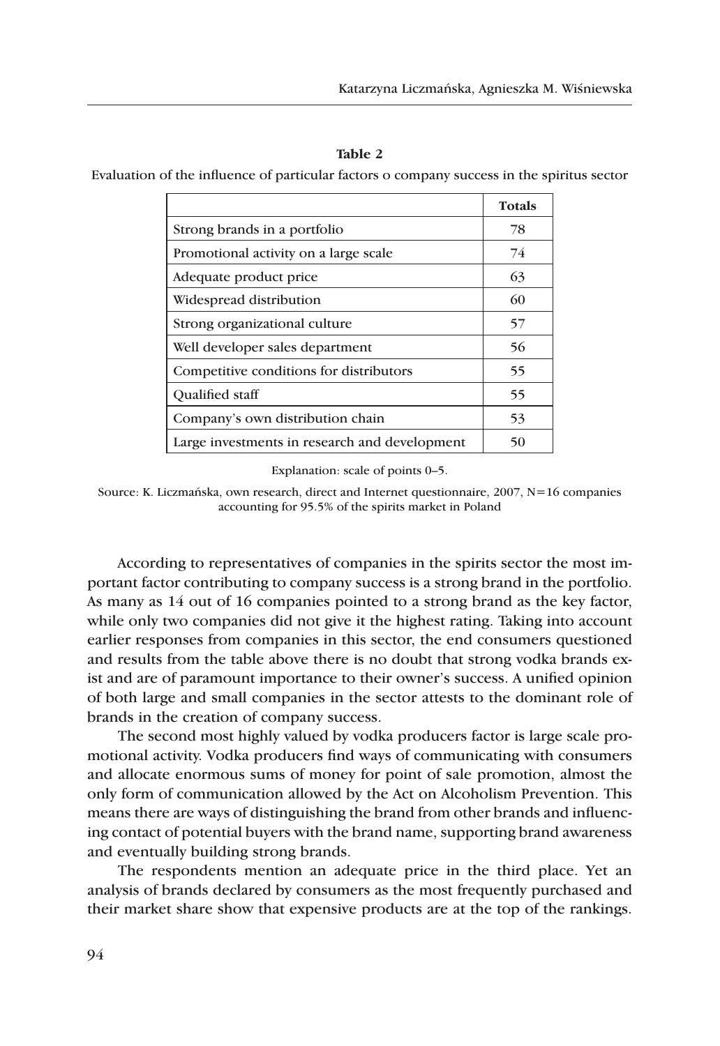**Table 2**

Evaluation of the influence of particular factors o company success in the spiritus sector

| | Totals |
|---|---|
| Strong brands in a portfolio | 78 |
| Promotional activity on a large scale | 74 |
| Adequate product price | 63 |
| Widespread distribution | 60 |
| Strong organizational culture | 57 |
| Well developer sales department | 56 |
| Competitive conditions for distributors | 55 |
| Qualified staff | 55 |
| Company's own distribution chain | 53 |
| Large investments in research and development | 50 |

Explanation: scale of points 0–5.

Source: K. Liczmańska, own research, direct and Internet questionnaire, 2007, N=16 companies accounting for 95.5% of the spirits market in Poland

According to representatives of companies in the spirits sector the most important factor contributing to company success is a strong brand in the portfolio. As many as 14 out of 16 companies pointed to a strong brand as the key factor, while only two companies did not give it the highest rating. Taking into account earlier responses from companies in this sector, the end consumers questioned and results from the table above there is no doubt that strong vodka brands exist and are of paramount importance to their owner's success. A unified opinion of both large and small companies in the sector attests to the dominant role of brands in the creation of company success.

The second most highly valued by vodka producers factor is large scale promotional activity. Vodka producers find ways of communicating with consumers and allocate enormous sums of money for point of sale promotion, almost the only form of communication allowed by the Act on Alcoholism Prevention. This means there are ways of distinguishing the brand from other brands and influencing contact of potential buyers with the brand name, supporting brand awareness and eventually building strong brands.

The respondents mention an adequate price in the third place. Yet an analysis of brands declared by consumers as the most frequently purchased and their market share show that expensive products are at the top of the rankings.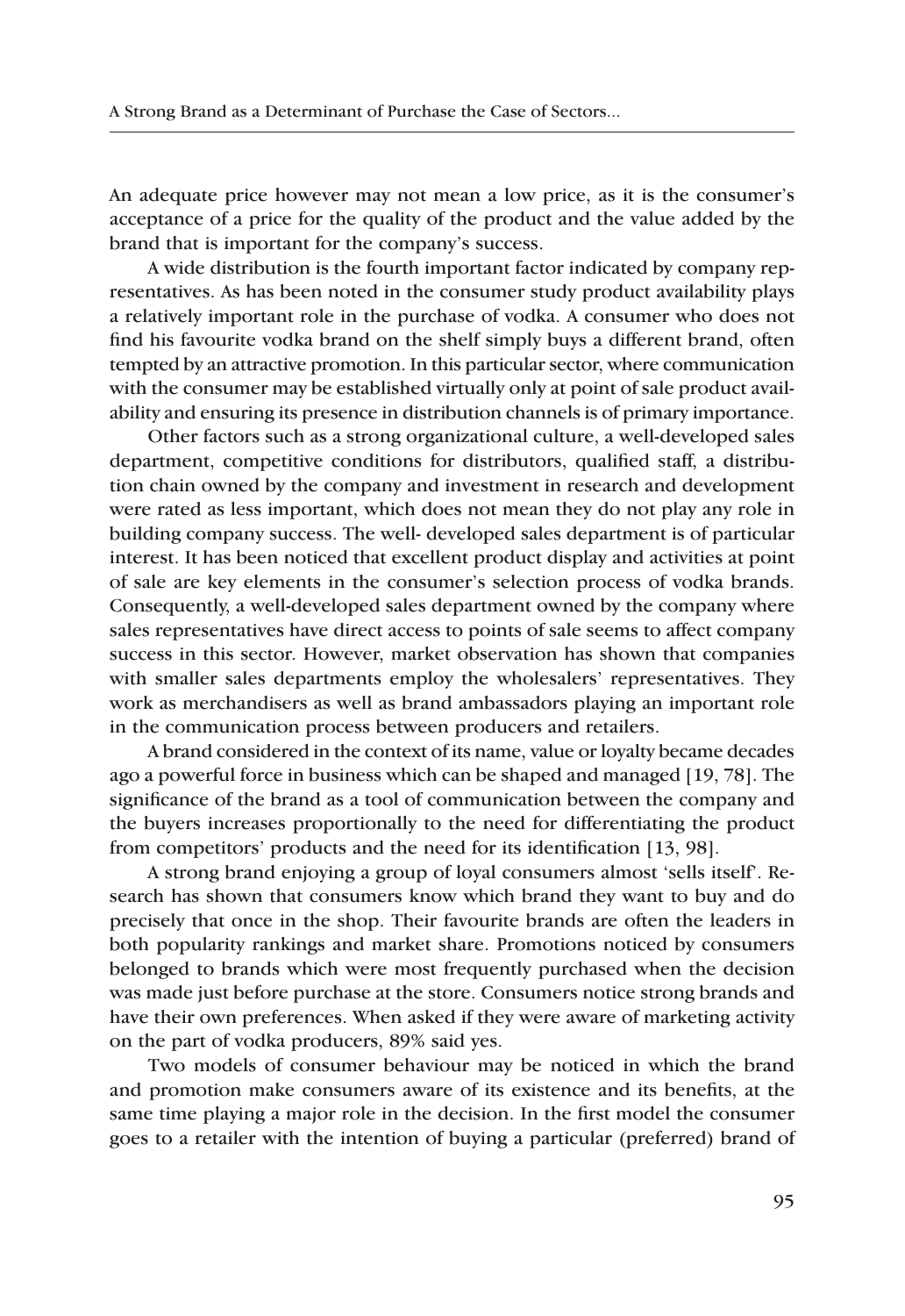An adequate price however may not mean a low price, as it is the consumer's acceptance of a price for the quality of the product and the value added by the brand that is important for the company's success.

A wide distribution is the fourth important factor indicated by company representatives. As has been noted in the consumer study product availability plays a relatively important role in the purchase of vodka. A consumer who does not find his favourite vodka brand on the shelf simply buys a different brand, often tempted by an attractive promotion. In this particular sector, where communication with the consumer may be established virtually only at point of sale product availability and ensuring its presence in distribution channels is of primary importance.

Other factors such as a strong organizational culture, a well-developed sales department, competitive conditions for distributors, qualified staff, a distribution chain owned by the company and investment in research and development were rated as less important, which does not mean they do not play any role in building company success. The well- developed sales department is of particular interest. It has been noticed that excellent product display and activities at point of sale are key elements in the consumer's selection process of vodka brands. Consequently, a well-developed sales department owned by the company where sales representatives have direct access to points of sale seems to affect company success in this sector. However, market observation has shown that companies with smaller sales departments employ the wholesalers' representatives. They work as merchandisers as well as brand ambassadors playing an important role in the communication process between producers and retailers.

A brand considered in the context of its name, value or loyalty became decades ago a powerful force in business which can be shaped and managed [19, 78]. The significance of the brand as a tool of communication between the company and the buyers increases proportionally to the need for differentiating the product from competitors' products and the need for its identification [13, 98].

A strong brand enjoying a group of loyal consumers almost 'sells itself'. Research has shown that consumers know which brand they want to buy and do precisely that once in the shop. Their favourite brands are often the leaders in both popularity rankings and market share. Promotions noticed by consumers belonged to brands which were most frequently purchased when the decision was made just before purchase at the store. Consumers notice strong brands and have their own preferences. When asked if they were aware of marketing activity on the part of vodka producers, 89% said yes.

Two models of consumer behaviour may be noticed in which the brand and promotion make consumers aware of its existence and its benefits, at the same time playing a major role in the decision. In the first model the consumer goes to a retailer with the intention of buying a particular (preferred) brand of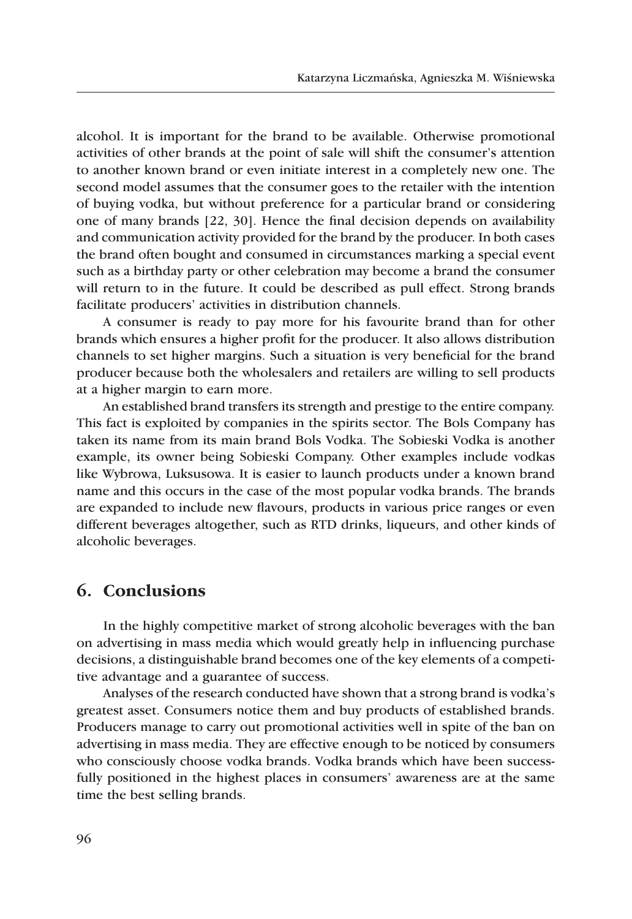alcohol. It is important for the brand to be available. Otherwise promotional activities of other brands at the point of sale will shift the consumer's attention to another known brand or even initiate interest in a completely new one. The second model assumes that the consumer goes to the retailer with the intention of buying vodka, but without preference for a particular brand or considering one of many brands [22, 30]. Hence the final decision depends on availability and communication activity provided for the brand by the producer. In both cases the brand often bought and consumed in circumstances marking a special event such as a birthday party or other celebration may become a brand the consumer will return to in the future. It could be described as pull effect. Strong brands facilitate producers' activities in distribution channels.

A consumer is ready to pay more for his favourite brand than for other brands which ensures a higher profit for the producer. It also allows distribution channels to set higher margins. Such a situation is very beneficial for the brand producer because both the wholesalers and retailers are willing to sell products at a higher margin to earn more.

An established brand transfers its strength and prestige to the entire company. This fact is exploited by companies in the spirits sector. The Bols Company has taken its name from its main brand Bols Vodka. The Sobieski Vodka is another example, its owner being Sobieski Company. Other examples include vodkas like Wybrowa, Luksusowa. It is easier to launch products under a known brand name and this occurs in the case of the most popular vodka brands. The brands are expanded to include new flavours, products in various price ranges or even different beverages altogether, such as RTD drinks, liqueurs, and other kinds of alcoholic beverages.

## 6. Conclusions

In the highly competitive market of strong alcoholic beverages with the ban on advertising in mass media which would greatly help in influencing purchase decisions, a distinguishable brand becomes one of the key elements of a competitive advantage and a guarantee of success.

Analyses of the research conducted have shown that a strong brand is vodka's greatest asset. Consumers notice them and buy products of established brands. Producers manage to carry out promotional activities well in spite of the ban on advertising in mass media. They are effective enough to be noticed by consumers who consciously choose vodka brands. Vodka brands which have been successfully positioned in the highest places in consumers' awareness are at the same time the best selling brands.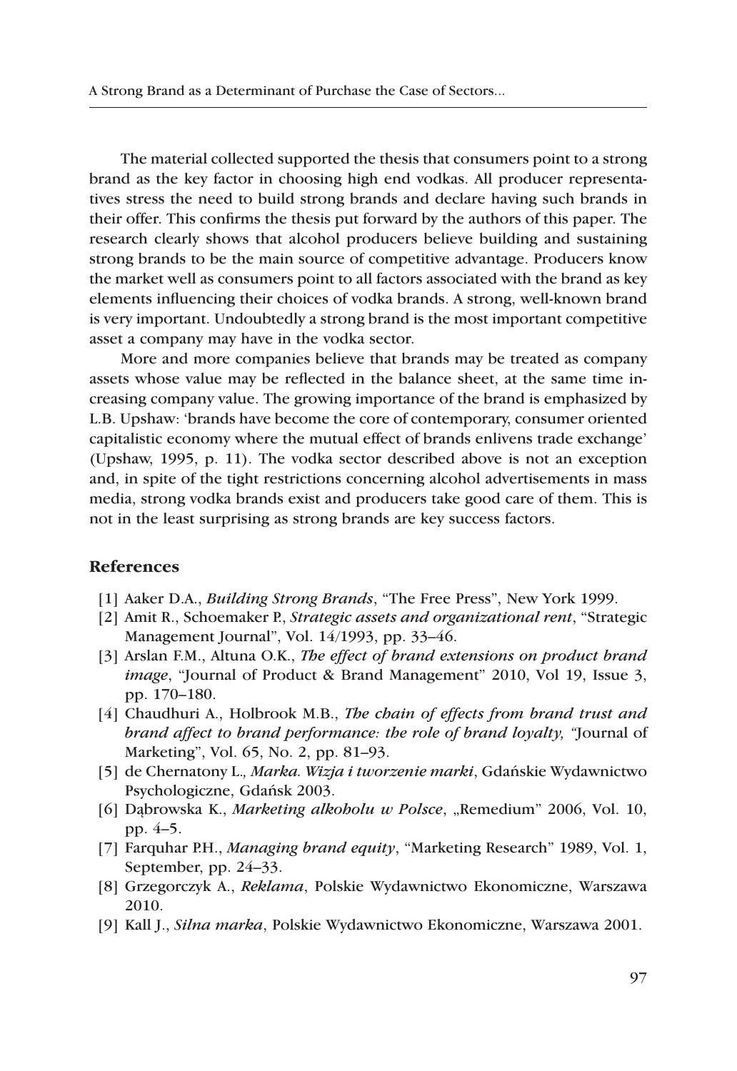The material collected supported the thesis that consumers point to a strong brand as the key factor in choosing high end vodkas. All producer representatives stress the need to build strong brands and declare having such brands in their offer. This confirms the thesis put forward by the authors of this paper. The research clearly shows that alcohol producers believe building and sustaining strong brands to be the main source of competitive advantage. Producers know the market well as consumers point to all factors associated with the brand as key elements influencing their choices of vodka brands. A strong, well-known brand is very important. Undoubtedly a strong brand is the most important competitive asset a company may have in the vodka sector.

More and more companies believe that brands may be treated as company assets whose value may be reflected in the balance sheet, at the same time increasing company value. The growing importance of the brand is emphasized by L.B. Upshaw: 'brands have become the core of contemporary, consumer oriented capitalistic economy where the mutual effect of brands enlivens trade exchange' (Upshaw, 1995, p. 11). The vodka sector described above is not an exception and, in spite of the tight restrictions concerning alcohol advertisements in mass media, strong vodka brands exist and producers take good care of them. This is not in the least surprising as strong brands are key success factors.

## References

[1] Aaker D.A., *Building Strong Brands*, "The Free Press", New York 1999.

[2] Amit R., Schoemaker P., *Strategic assets and organizational rent*, "Strategic Management Journal", Vol. 14/1993, pp. 33–46.

[3] Arslan F.M., Altuna O.K., *The effect of brand extensions on product brand image*, "Journal of Product & Brand Management" 2010, Vol 19, Issue 3, pp. 170–180.

[4] Chaudhuri A., Holbrook M.B., *The chain of effects from brand trust and brand affect to brand performance: the role of brand loyalty,* "Journal of Marketing", Vol. 65, No. 2, pp. 81–93.

[5] de Chernatony L., *Marka. Wizja i tworzenie marki*, Gdańskie Wydawnictwo Psychologiczne, Gdańsk 2003.

[6] Dąbrowska K., *Marketing alkoholu w Polsce*, „Remedium" 2006, Vol. 10, pp. 4–5.

[7] Farquhar P.H., *Managing brand equity*, "Marketing Research" 1989, Vol. 1, September, pp. 24–33.

[8] Grzegorczyk A., *Reklama*, Polskie Wydawnictwo Ekonomiczne, Warszawa 2010.

[9] Kall J., *Silna marka*, Polskie Wydawnictwo Ekonomiczne, Warszawa 2001.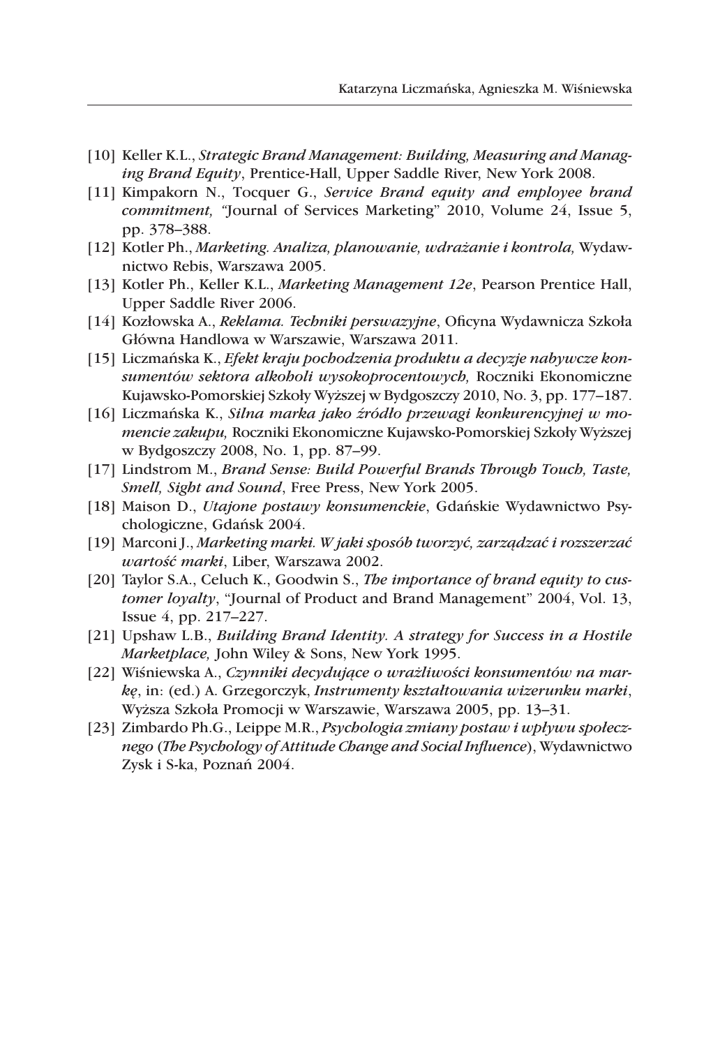[10] Keller K.L., *Strategic Brand Management: Building, Measuring and Managing Brand Equity*, Prentice-Hall, Upper Saddle River, New York 2008.

[11] Kimpakorn N., Tocquer G., *Service Brand equity and employee brand commitment,* "Journal of Services Marketing" 2010, Volume 24, Issue 5, pp. 378–388.

[12] Kotler Ph., *Marketing. Analiza, planowanie, wdrażanie i kontrola,* Wydawnictwo Rebis, Warszawa 2005.

[13] Kotler Ph., Keller K.L., *Marketing Management 12e*, Pearson Prentice Hall, Upper Saddle River 2006.

[14] Kozłowska A., *Reklama. Techniki perswazyjne*, Oficyna Wydawnicza Szkoła Główna Handlowa w Warszawie, Warszawa 2011.

[15] Liczmańska K., *Efekt kraju pochodzenia produktu a decyzje nabywcze konsumentów sektora alkoholi wysokoprocentowych,* Roczniki Ekonomiczne Kujawsko-Pomorskiej Szkoły Wyższej w Bydgoszczy 2010, No. 3, pp. 177–187.

[16] Liczmańska K., *Silna marka jako źródło przewagi konkurencyjnej w momencie zakupu,* Roczniki Ekonomiczne Kujawsko-Pomorskiej Szkoły Wyższej w Bydgoszczy 2008, No. 1, pp. 87–99.

[17] Lindstrom M., *Brand Sense: Build Powerful Brands Through Touch, Taste, Smell, Sight and Sound*, Free Press, New York 2005.

[18] Maison D., *Utajone postawy konsumenckie*, Gdańskie Wydawnictwo Psychologiczne, Gdańsk 2004.

[19] Marconi J., *Marketing marki. W jaki sposób tworzyć, zarządzać i rozszerzać wartość marki*, Liber, Warszawa 2002.

[20] Taylor S.A., Celuch K., Goodwin S., *The importance of brand equity to customer loyalty*, "Journal of Product and Brand Management" 2004, Vol. 13, Issue 4, pp. 217–227.

[21] Upshaw L.B., *Building Brand Identity. A strategy for Success in a Hostile Marketplace,* John Wiley & Sons, New York 1995.

[22] Wiśniewska A., *Czynniki decydujące o wrażliwości konsumentów na markę*, in: (ed.) A. Grzegorczyk, *Instrumenty kształtowania wizerunku marki*, Wyższa Szkoła Promocji w Warszawie, Warszawa 2005, pp. 13–31.

[23] Zimbardo Ph.G., Leippe M.R., *Psychologia zmiany postaw i wpływu społecznego* (*The Psychology of Attitude Change and Social Influence*), Wydawnictwo Zysk i S-ka, Poznań 2004.